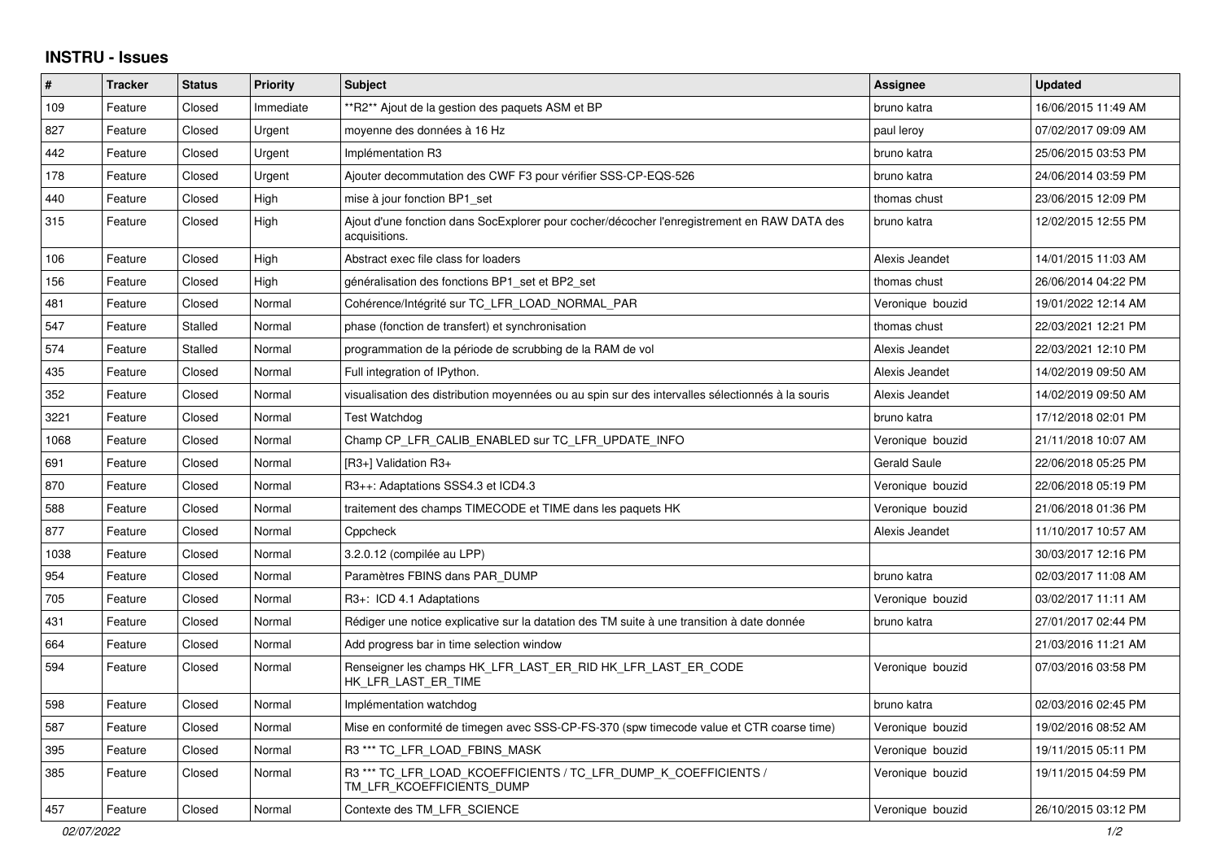# INSTRU - Issues

| # | Tracker | Status | Priority | Subject | Assignee | Updated |
|---|---|---|---|---|---|---|
| 109 | Feature | Closed | Immediate | **R2** Ajout de la gestion des paquets ASM et BP | bruno katra | 16/06/2015 11:49 AM |
| 827 | Feature | Closed | Urgent | moyenne des données à 16 Hz | paul leroy | 07/02/2017 09:09 AM |
| 442 | Feature | Closed | Urgent | Implémentation R3 | bruno katra | 25/06/2015 03:53 PM |
| 178 | Feature | Closed | Urgent | Ajouter decommutation des CWF F3 pour vérifier SSS-CP-EQS-526 | bruno katra | 24/06/2014 03:59 PM |
| 440 | Feature | Closed | High | mise à jour fonction BP1_set | thomas chust | 23/06/2015 12:09 PM |
| 315 | Feature | Closed | High | Ajout d'une fonction dans SocExplorer pour cocher/décocher l'enregistrement en RAW DATA des acquisitions. | bruno katra | 12/02/2015 12:55 PM |
| 106 | Feature | Closed | High | Abstract exec file class for loaders | Alexis Jeandet | 14/01/2015 11:03 AM |
| 156 | Feature | Closed | High | généralisation des fonctions BP1_set et BP2_set | thomas chust | 26/06/2014 04:22 PM |
| 481 | Feature | Closed | Normal | Cohérence/Intégrité sur TC_LFR_LOAD_NORMAL_PAR | Veronique bouzid | 19/01/2022 12:14 AM |
| 547 | Feature | Stalled | Normal | phase (fonction de transfert) et synchronisation | thomas chust | 22/03/2021 12:21 PM |
| 574 | Feature | Stalled | Normal | programmation de la période de scrubbing de la RAM de vol | Alexis Jeandet | 22/03/2021 12:10 PM |
| 435 | Feature | Closed | Normal | Full integration of IPython. | Alexis Jeandet | 14/02/2019 09:50 AM |
| 352 | Feature | Closed | Normal | visualisation des distribution moyennées ou au spin sur des intervalles sélectionnés à la souris | Alexis Jeandet | 14/02/2019 09:50 AM |
| 3221 | Feature | Closed | Normal | Test Watchdog | bruno katra | 17/12/2018 02:01 PM |
| 1068 | Feature | Closed | Normal | Champ CP_LFR_CALIB_ENABLED sur TC_LFR_UPDATE_INFO | Veronique bouzid | 21/11/2018 10:07 AM |
| 691 | Feature | Closed | Normal | [R3+] Validation R3+ | Gerald Saule | 22/06/2018 05:25 PM |
| 870 | Feature | Closed | Normal | R3++: Adaptations SSS4.3 et ICD4.3 | Veronique bouzid | 22/06/2018 05:19 PM |
| 588 | Feature | Closed | Normal | traitement des champs TIMECODE et TIME dans les paquets HK | Veronique bouzid | 21/06/2018 01:36 PM |
| 877 | Feature | Closed | Normal | Cppcheck | Alexis Jeandet | 11/10/2017 10:57 AM |
| 1038 | Feature | Closed | Normal | 3.2.0.12 (compilée au LPP) | | 30/03/2017 12:16 PM |
| 954 | Feature | Closed | Normal | Paramètres FBINS dans PAR_DUMP | bruno katra | 02/03/2017 11:08 AM |
| 705 | Feature | Closed | Normal | R3+: ICD 4.1 Adaptations | Veronique bouzid | 03/02/2017 11:11 AM |
| 431 | Feature | Closed | Normal | Rédiger une notice explicative sur la datation des TM suite à une transition à date donnée | bruno katra | 27/01/2017 02:44 PM |
| 664 | Feature | Closed | Normal | Add progress bar in time selection window | | 21/03/2016 11:21 AM |
| 594 | Feature | Closed | Normal | Renseigner les champs HK_LFR_LAST_ER_RID HK_LFR_LAST_ER_CODE HK_LFR_LAST_ER_TIME | Veronique bouzid | 07/03/2016 03:58 PM |
| 598 | Feature | Closed | Normal | Implémentation watchdog | bruno katra | 02/03/2016 02:45 PM |
| 587 | Feature | Closed | Normal | Mise en conformité de timegen avec SSS-CP-FS-370 (spw timecode value et CTR coarse time) | Veronique bouzid | 19/02/2016 08:52 AM |
| 395 | Feature | Closed | Normal | R3 *** TC_LFR_LOAD_FBINS_MASK | Veronique bouzid | 19/11/2015 05:11 PM |
| 385 | Feature | Closed | Normal | R3 *** TC_LFR_LOAD_KCOEFFICIENTS / TC_LFR_DUMP_K_COEFFICIENTS / TM_LFR_KCOEFFICIENTS_DUMP | Veronique bouzid | 19/11/2015 04:59 PM |
| 457 | Feature | Closed | Normal | Contexte des TM_LFR_SCIENCE | Veronique bouzid | 26/10/2015 03:12 PM |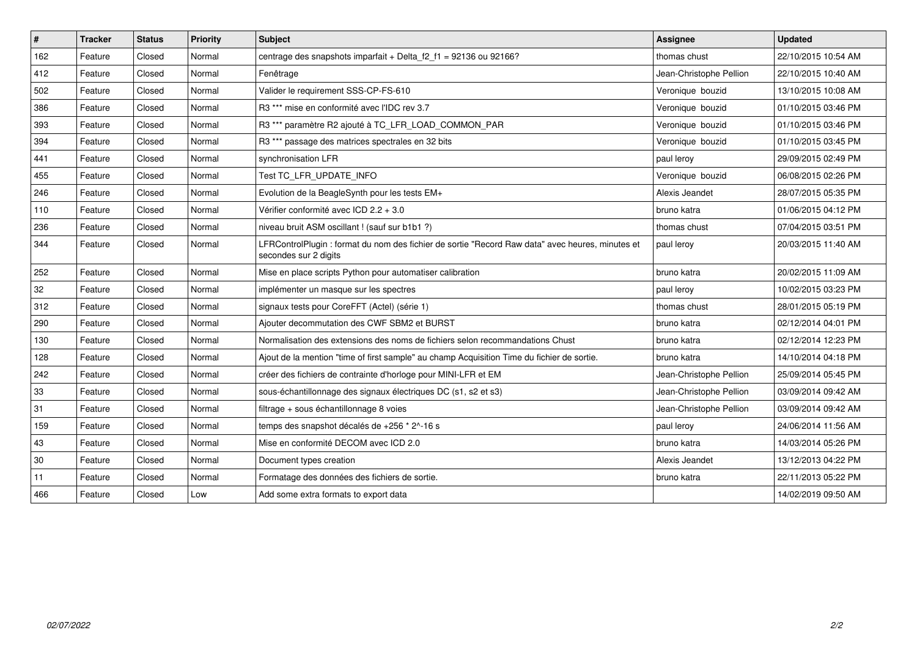| # | Tracker | Status | Priority | Subject | Assignee | Updated |
|---|---|---|---|---|---|---|
| 162 | Feature | Closed | Normal | centrage des snapshots imparfait + Delta_f2_f1 = 92136 ou 92166? | thomas chust | 22/10/2015 10:54 AM |
| 412 | Feature | Closed | Normal | Fenêtrage | Jean-Christophe Pellion | 22/10/2015 10:40 AM |
| 502 | Feature | Closed | Normal | Valider le requirement SSS-CP-FS-610 | Veronique bouzid | 13/10/2015 10:08 AM |
| 386 | Feature | Closed | Normal | R3 *** mise en conformité avec l'IDC rev 3.7 | Veronique bouzid | 01/10/2015 03:46 PM |
| 393 | Feature | Closed | Normal | R3 *** paramètre R2 ajouté à TC_LFR_LOAD_COMMON_PAR | Veronique bouzid | 01/10/2015 03:46 PM |
| 394 | Feature | Closed | Normal | R3 *** passage des matrices spectrales en 32 bits | Veronique bouzid | 01/10/2015 03:45 PM |
| 441 | Feature | Closed | Normal | synchronisation LFR | paul leroy | 29/09/2015 02:49 PM |
| 455 | Feature | Closed | Normal | Test TC_LFR_UPDATE_INFO | Veronique bouzid | 06/08/2015 02:26 PM |
| 246 | Feature | Closed | Normal | Evolution de la BeagleSynth pour les tests EM+ | Alexis Jeandet | 28/07/2015 05:35 PM |
| 110 | Feature | Closed | Normal | Vérifier conformité avec ICD 2.2 + 3.0 | bruno katra | 01/06/2015 04:12 PM |
| 236 | Feature | Closed | Normal | niveau bruit ASM oscillant ! (sauf sur b1b1 ?) | thomas chust | 07/04/2015 03:51 PM |
| 344 | Feature | Closed | Normal | LFRControlPlugin : format du nom des fichier de sortie "Record Raw data" avec heures, minutes et secondes sur 2 digits | paul leroy | 20/03/2015 11:40 AM |
| 252 | Feature | Closed | Normal | Mise en place scripts Python pour automatiser calibration | bruno katra | 20/02/2015 11:09 AM |
| 32 | Feature | Closed | Normal | implémenter un masque sur les spectres | paul leroy | 10/02/2015 03:23 PM |
| 312 | Feature | Closed | Normal | signaux tests pour CoreFFT (Actel) (série 1) | thomas chust | 28/01/2015 05:19 PM |
| 290 | Feature | Closed | Normal | Ajouter decommutation des CWF SBM2 et BURST | bruno katra | 02/12/2014 04:01 PM |
| 130 | Feature | Closed | Normal | Normalisation des extensions des noms de fichiers selon recommandations Chust | bruno katra | 02/12/2014 12:23 PM |
| 128 | Feature | Closed | Normal | Ajout de la mention "time of first sample" au champ Acquisition Time du fichier de sortie. | bruno katra | 14/10/2014 04:18 PM |
| 242 | Feature | Closed | Normal | créer des fichiers de contrainte d'horloge pour MINI-LFR et EM | Jean-Christophe Pellion | 25/09/2014 05:45 PM |
| 33 | Feature | Closed | Normal | sous-échantillonnage des signaux électriques DC (s1, s2 et s3) | Jean-Christophe Pellion | 03/09/2014 09:42 AM |
| 31 | Feature | Closed | Normal | filtrage + sous échantillonnage 8 voies | Jean-Christophe Pellion | 03/09/2014 09:42 AM |
| 159 | Feature | Closed | Normal | temps des snapshot décalés de +256 * 2^-16 s | paul leroy | 24/06/2014 11:56 AM |
| 43 | Feature | Closed | Normal | Mise en conformité DECOM avec ICD 2.0 | bruno katra | 14/03/2014 05:26 PM |
| 30 | Feature | Closed | Normal | Document types creation | Alexis Jeandet | 13/12/2013 04:22 PM |
| 11 | Feature | Closed | Normal | Formatage des données des fichiers de sortie. | bruno katra | 22/11/2013 05:22 PM |
| 466 | Feature | Closed | Low | Add some extra formats to export data | | 14/02/2019 09:50 AM |